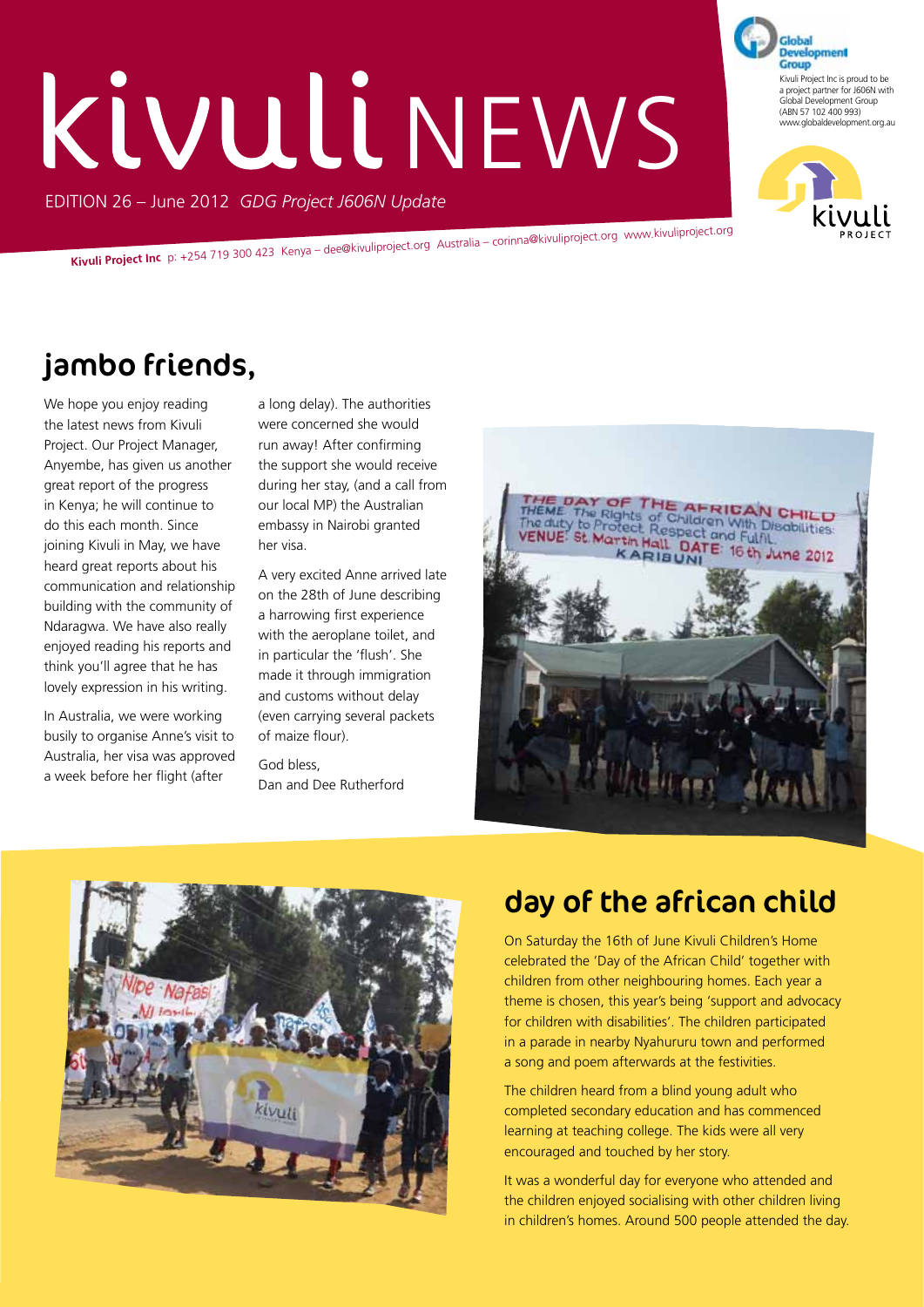# kivuli NEWS

EDITION 26 – June 2012 *GDG Project J606N Update*

Kivuli Project Inc is proud to be a project partner for J606N with Global Development Group (ABN 57 102 400 993) www.globaldevelopment.org.au

**Kivuli Project Inc** p: +254 719 300 423 Kenya – dee@kivuliproject.org Australia – corinna@kivuliproject.org www.kivuliproject.org

## jambo friends,

We hope you enjoy reading the latest news from Kivuli Project. Our Project Manager, Anyembe, has given us another great report of the progress in Kenya; he will continue to do this each month. Since joining Kivuli in May, we have heard great reports about his communication and relationship building with the community of Ndaragwa. We have also really enjoyed reading his reports and think you'll agree that he has lovely expression in his writing.

In Australia, we were working busily to organise Anne's visit to Australia, her visa was approved a week before her flight (after a long delay). The authorities were concerned she would run away! After confirming the support she would receive during her stay, (and a call from our local MP) the Australian embassy in Nairobi granted her visa.

A very excited Anne arrived late on the 28th of June describing a harrowing first experience with the aeroplane toilet, and in particular the 'flush'. She made it through immigration and customs without delay (even carrying several packets of maize flour).

God bless,
Dan and Dee Rutherford

## day of the african child

On Saturday the 16th of June Kivuli Children's Home celebrated the 'Day of the African Child' together with children from other neighbouring homes. Each year a theme is chosen, this year's being 'support and advocacy for children with disabilities'. The children participated in a parade in nearby Nyahururu town and performed a song and poem afterwards at the festivities.

The children heard from a blind young adult who completed secondary education and has commenced learning at teaching college. The kids were all very encouraged and touched by her story.

It was a wonderful day for everyone who attended and the children enjoyed socialising with other children living in children's homes. Around 500 people attended the day.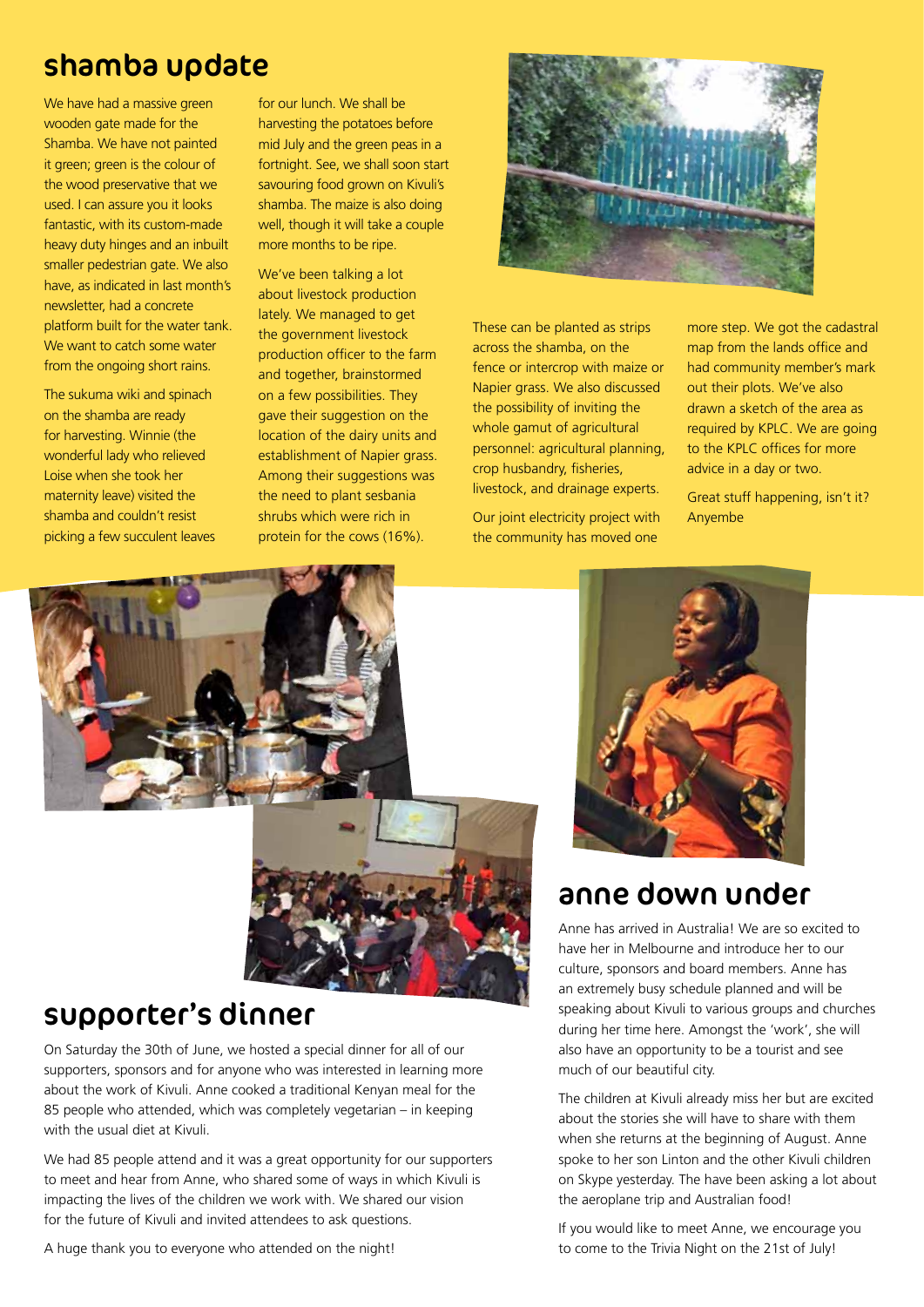## shamba update

We have had a massive green wooden gate made for the Shamba. We have not painted it green; green is the colour of the wood preservative that we used. I can assure you it looks fantastic, with its custom-made heavy duty hinges and an inbuilt smaller pedestrian gate. We also have, as indicated in last month's newsletter, had a concrete platform built for the water tank. We want to catch some water from the ongoing short rains.

The sukuma wiki and spinach on the shamba are ready for harvesting. Winnie (the wonderful lady who relieved Loise when she took her maternity leave) visited the shamba and couldn't resist picking a few succulent leaves for our lunch. We shall be harvesting the potatoes before mid July and the green peas in a fortnight. See, we shall soon start savouring food grown on Kivuli's shamba. The maize is also doing well, though it will take a couple more months to be ripe.

We've been talking a lot about livestock production lately. We managed to get the government livestock production officer to the farm and together, brainstormed on a few possibilities. They gave their suggestion on the location of the dairy units and establishment of Napier grass. Among their suggestions was the need to plant sesbania shrubs which were rich in protein for the cows (16%). These can be planted as strips across the shamba, on the fence or intercrop with maize or Napier grass. We also discussed the possibility of inviting the whole gamut of agricultural personnel: agricultural planning, crop husbandry, fisheries, livestock, and drainage experts.

Our joint electricity project with the community has moved one more step. We got the cadastral map from the lands office and had community member's mark out their plots. We've also drawn a sketch of the area as required by KPLC. We are going to the KPLC offices for more advice in a day or two.

Great stuff happening, isn't it?
Anyembe

## supporter's dinner

On Saturday the 30th of June, we hosted a special dinner for all of our supporters, sponsors and for anyone who was interested in learning more about the work of Kivuli. Anne cooked a traditional Kenyan meal for the 85 people who attended, which was completely vegetarian – in keeping with the usual diet at Kivuli.

We had 85 people attend and it was a great opportunity for our supporters to meet and hear from Anne, who shared some of ways in which Kivuli is impacting the lives of the children we work with. We shared our vision for the future of Kivuli and invited attendees to ask questions.

A huge thank you to everyone who attended on the night!

## anne down under

Anne has arrived in Australia! We are so excited to have her in Melbourne and introduce her to our culture, sponsors and board members. Anne has an extremely busy schedule planned and will be speaking about Kivuli to various groups and churches during her time here. Amongst the 'work', she will also have an opportunity to be a tourist and see much of our beautiful city.

The children at Kivuli already miss her but are excited about the stories she will have to share with them when she returns at the beginning of August. Anne spoke to her son Linton and the other Kivuli children on Skype yesterday. The have been asking a lot about the aeroplane trip and Australian food!

If you would like to meet Anne, we encourage you to come to the Trivia Night on the 21st of July!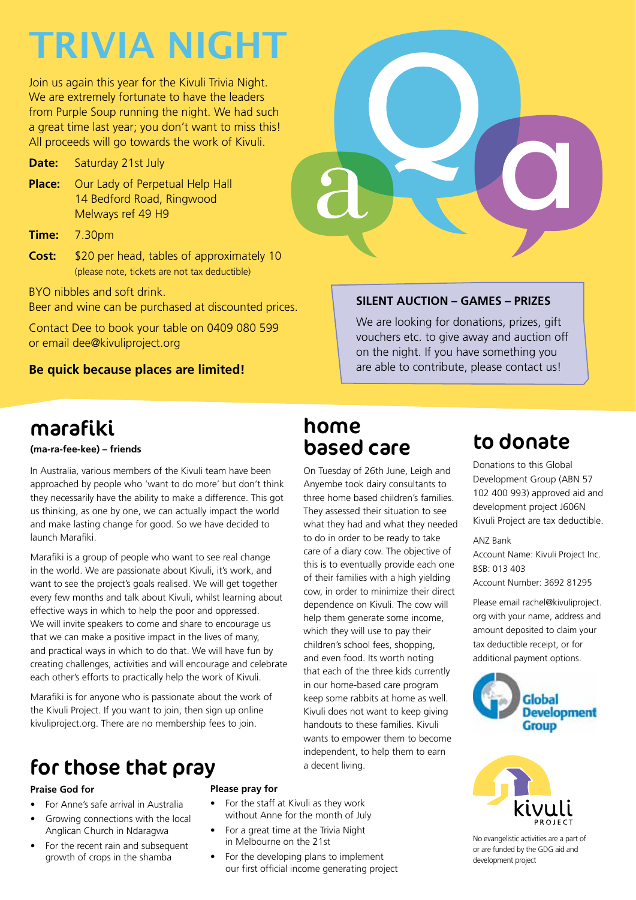# TRIVIA NIGHT

Join us again this year for the Kivuli Trivia Night. We are extremely fortunate to have the leaders from Purple Soup running the night. We had such a great time last year; you don't want to miss this! All proceeds will go towards the work of Kivuli.

**Date:** Saturday 21st July

**Place:** Our Lady of Perpetual Help Hall
14 Bedford Road, Ringwood
Melways ref 49 H9

**Time:** 7.30pm

**Cost:** $20 per head, tables of approximately 10
(please note, tickets are not tax deductible)

BYO nibbles and soft drink.
Beer and wine can be purchased at discounted prices.

Contact Dee to book your table on 0409 080 599 or email dee@kivuliproject.org

**Be quick because places are limited!**

**SILENT AUCTION – GAMES – PRIZES**

We are looking for donations, prizes, gift vouchers etc. to give away and auction off on the night. If you have something you are able to contribute, please contact us!

## marafiki

**(ma-ra-fee-kee) – friends**

In Australia, various members of the Kivuli team have been approached by people who 'want to do more' but don't think they necessarily have the ability to make a difference. This got us thinking, as one by one, we can actually impact the world and make lasting change for good. So we have decided to launch Marafiki.

Marafiki is a group of people who want to see real change in the world. We are passionate about Kivuli, it's work, and want to see the project's goals realised. We will get together every few months and talk about Kivuli, whilst learning about effective ways in which to help the poor and oppressed. We will invite speakers to come and share to encourage us that we can make a positive impact in the lives of many, and practical ways in which to do that. We will have fun by creating challenges, activities and will encourage and celebrate each other's efforts to practically help the work of Kivuli.

Marafiki is for anyone who is passionate about the work of the Kivuli Project. If you want to join, then sign up online kivuliproject.org. There are no membership fees to join.

## home based care

On Tuesday of 26th June, Leigh and Anyembe took dairy consultants to three home based children's families. They assessed their situation to see what they had and what they needed to do in order to be ready to take care of a diary cow. The objective of this is to eventually provide each one of their families with a high yielding cow, in order to minimize their direct dependence on Kivuli. The cow will help them generate some income, which they will use to pay their children's school fees, shopping, and even food. Its worth noting that each of the three kids currently in our home-based care program keep some rabbits at home as well. Kivuli does not want to keep giving handouts to these families. Kivuli wants to empower them to become independent, to help them to earn a decent living.

## for those that pray

**Praise God for**

- For Anne's safe arrival in Australia
- Growing connections with the local Anglican Church in Ndaragwa
- For the recent rain and subsequent growth of crops in the shamba

**Please pray for**

- For the staff at Kivuli as they work without Anne for the month of July
- For a great time at the Trivia Night in Melbourne on the 21st
- For the developing plans to implement our first official income generating project

## to donate

Donations to this Global Development Group (ABN 57 102 400 993) approved aid and development project J606N Kivuli Project are tax deductible.

ANZ Bank
Account Name: Kivuli Project Inc.
BSB: 013 403
Account Number: 3692 81295

Please email rachel@kivuliproject.org with your name, address and amount deposited to claim your tax deductible receipt, or for additional payment options.

Global Development Group

kivuli PROJECT

No evangelistic activities are a part of or are funded by the GDG aid and development project